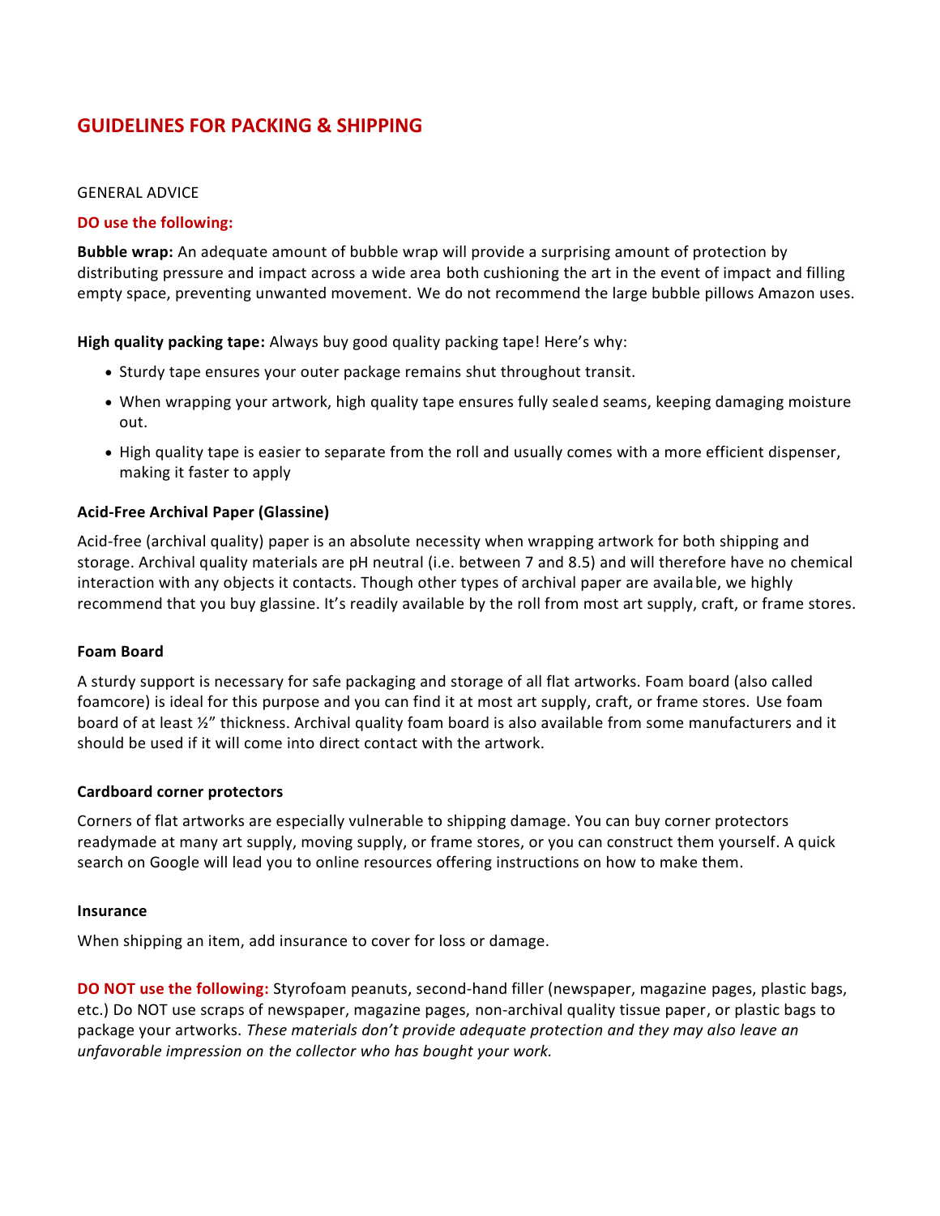# GUIDELINES FOR PACKING & SHIPPING

GENERAL ADVICE

**DO use the following:**

**Bubble wrap:** An adequate amount of bubble wrap will provide a surprising amount of protection by distributing pressure and impact across a wide area both cushioning the art in the event of impact and filling empty space, preventing unwanted movement. We do not recommend the large bubble pillows Amazon uses.

**High quality packing tape:** Always buy good quality packing tape! Here's why:

- Sturdy tape ensures your outer package remains shut throughout transit.
- When wrapping your artwork, high quality tape ensures fully sealed seams, keeping damaging moisture out.
- High quality tape is easier to separate from the roll and usually comes with a more efficient dispenser, making it faster to apply

**Acid-Free Archival Paper (Glassine)**

Acid-free (archival quality) paper is an absolute necessity when wrapping artwork for both shipping and storage. Archival quality materials are pH neutral (i.e. between 7 and 8.5) and will therefore have no chemical interaction with any objects it contacts. Though other types of archival paper are available, we highly recommend that you buy glassine. It's readily available by the roll from most art supply, craft, or frame stores.

**Foam Board**

A sturdy support is necessary for safe packaging and storage of all flat artworks. Foam board (also called foamcore) is ideal for this purpose and you can find it at most art supply, craft, or frame stores. Use foam board of at least ½" thickness. Archival quality foam board is also available from some manufacturers and it should be used if it will come into direct contact with the artwork.

**Cardboard corner protectors**

Corners of flat artworks are especially vulnerable to shipping damage. You can buy corner protectors readymade at many art supply, moving supply, or frame stores, or you can construct them yourself. A quick search on Google will lead you to online resources offering instructions on how to make them.

**Insurance**

When shipping an item, add insurance to cover for loss or damage.

**DO NOT use the following:** Styrofoam peanuts, second-hand filler (newspaper, magazine pages, plastic bags, etc.) Do NOT use scraps of newspaper, magazine pages, non-archival quality tissue paper, or plastic bags to package your artworks. *These materials don't provide adequate protection and they may also leave an unfavorable impression on the collector who has bought your work.*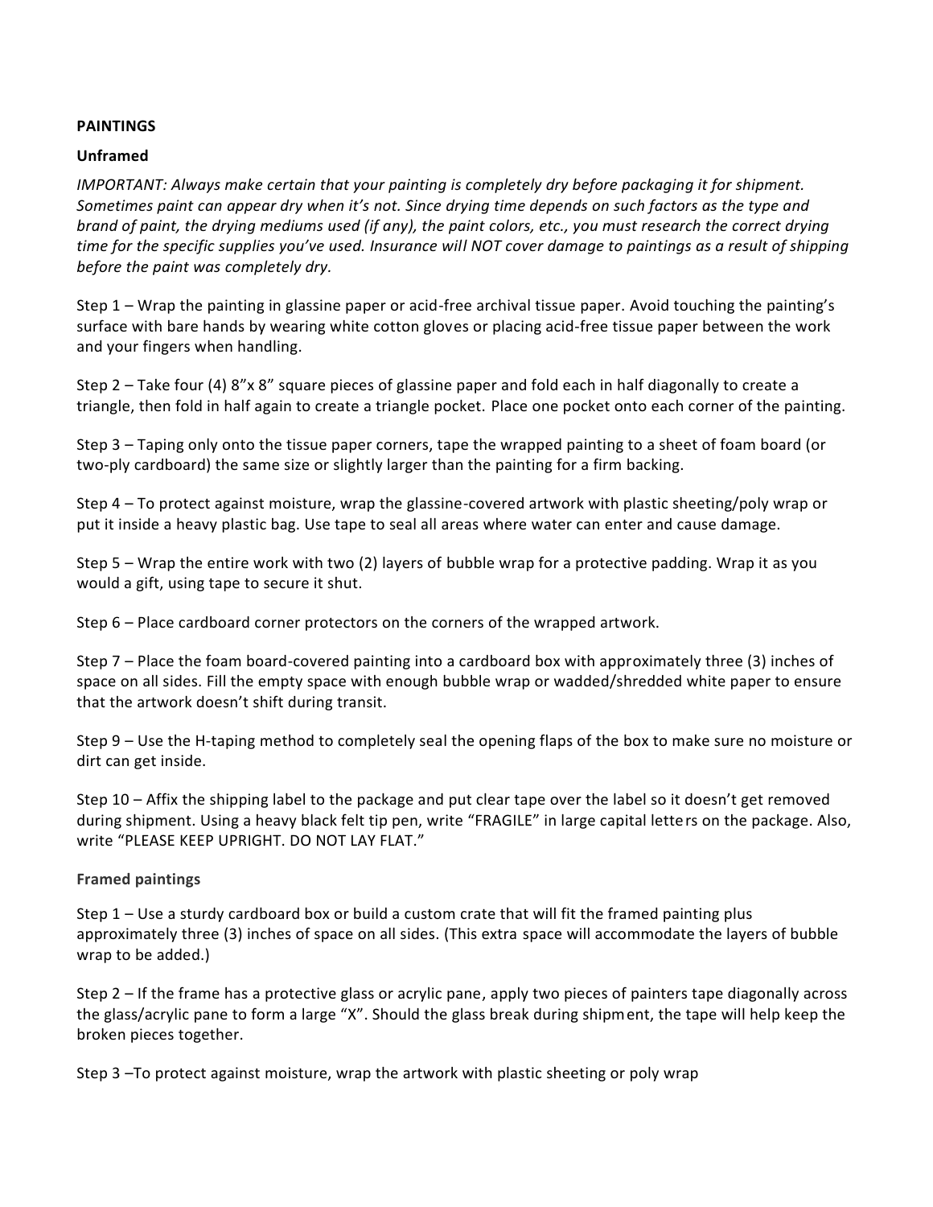**PAINTINGS**

**Unframed**

*IMPORTANT: Always make certain that your painting is completely dry before packaging it for shipment. Sometimes paint can appear dry when it's not. Since drying time depends on such factors as the type and brand of paint, the drying mediums used (if any), the paint colors, etc., you must research the correct drying time for the specific supplies you've used. Insurance will NOT cover damage to paintings as a result of shipping before the paint was completely dry.*

Step 1 – Wrap the painting in glassine paper or acid-free archival tissue paper. Avoid touching the painting's surface with bare hands by wearing white cotton gloves or placing acid-free tissue paper between the work and your fingers when handling.

Step 2 – Take four (4) 8"x 8" square pieces of glassine paper and fold each in half diagonally to create a triangle, then fold in half again to create a triangle pocket. Place one pocket onto each corner of the painting.

Step 3 – Taping only onto the tissue paper corners, tape the wrapped painting to a sheet of foam board (or two-ply cardboard) the same size or slightly larger than the painting for a firm backing.

Step 4 – To protect against moisture, wrap the glassine-covered artwork with plastic sheeting/poly wrap or put it inside a heavy plastic bag. Use tape to seal all areas where water can enter and cause damage.

Step 5 – Wrap the entire work with two (2) layers of bubble wrap for a protective padding. Wrap it as you would a gift, using tape to secure it shut.

Step 6 – Place cardboard corner protectors on the corners of the wrapped artwork.

Step 7 – Place the foam board-covered painting into a cardboard box with approximately three (3) inches of space on all sides. Fill the empty space with enough bubble wrap or wadded/shredded white paper to ensure that the artwork doesn't shift during transit.

Step 9 – Use the H-taping method to completely seal the opening flaps of the box to make sure no moisture or dirt can get inside.

Step 10 – Affix the shipping label to the package and put clear tape over the label so it doesn't get removed during shipment. Using a heavy black felt tip pen, write "FRAGILE" in large capital letters on the package. Also, write "PLEASE KEEP UPRIGHT. DO NOT LAY FLAT."

**Framed paintings**

Step 1 – Use a sturdy cardboard box or build a custom crate that will fit the framed painting plus approximately three (3) inches of space on all sides. (This extra space will accommodate the layers of bubble wrap to be added.)

Step 2 – If the frame has a protective glass or acrylic pane, apply two pieces of painters tape diagonally across the glass/acrylic pane to form a large "X". Should the glass break during shipment, the tape will help keep the broken pieces together.

Step 3 –To protect against moisture, wrap the artwork with plastic sheeting or poly wrap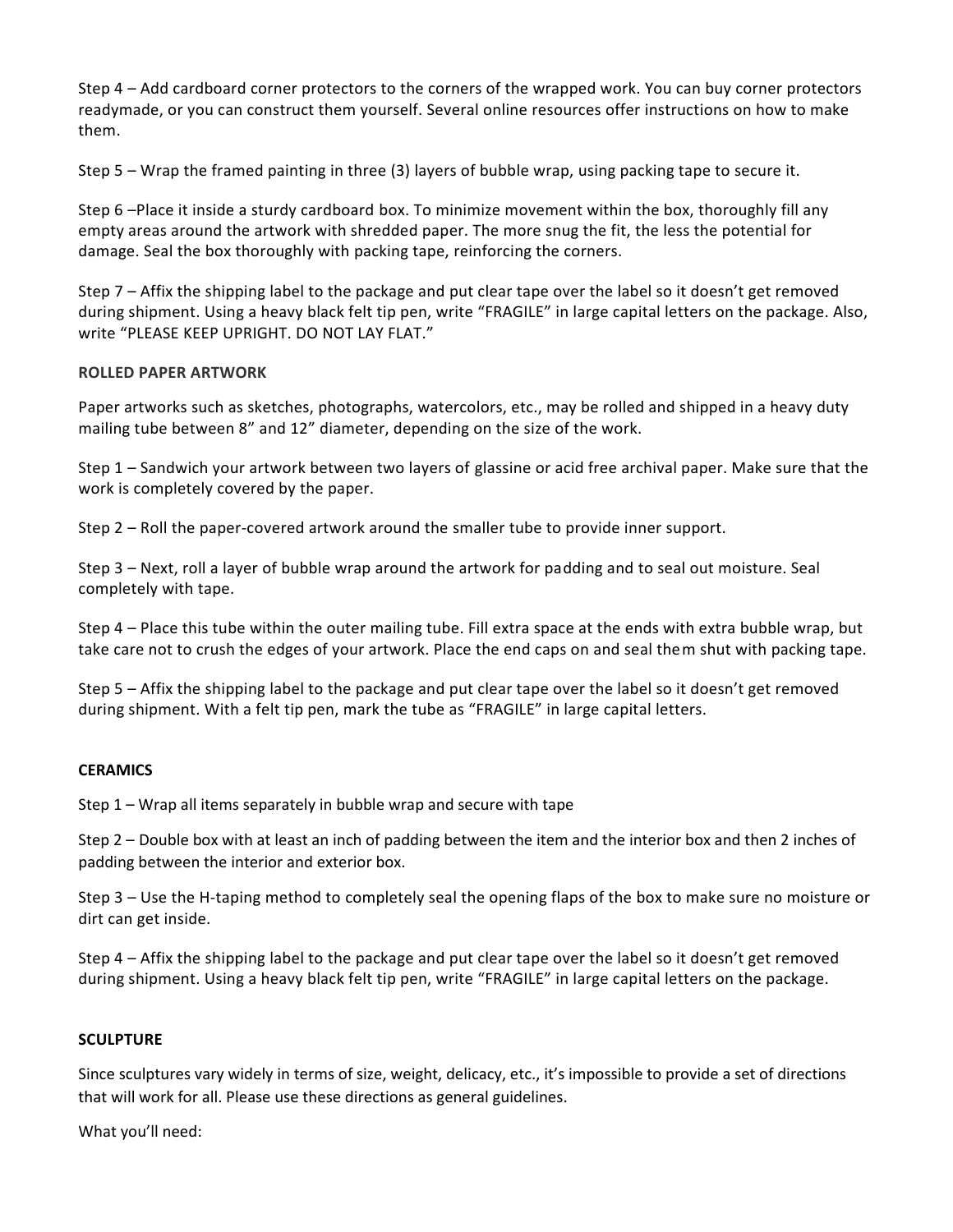Step 4 – Add cardboard corner protectors to the corners of the wrapped work. You can buy corner protectors readymade, or you can construct them yourself. Several online resources offer instructions on how to make them.

Step 5 – Wrap the framed painting in three (3) layers of bubble wrap, using packing tape to secure it.

Step 6 –Place it inside a sturdy cardboard box. To minimize movement within the box, thoroughly fill any empty areas around the artwork with shredded paper. The more snug the fit, the less the potential for damage. Seal the box thoroughly with packing tape, reinforcing the corners.

Step 7 – Affix the shipping label to the package and put clear tape over the label so it doesn't get removed during shipment. Using a heavy black felt tip pen, write "FRAGILE" in large capital letters on the package. Also, write "PLEASE KEEP UPRIGHT. DO NOT LAY FLAT."

**ROLLED PAPER ARTWORK**

Paper artworks such as sketches, photographs, watercolors, etc., may be rolled and shipped in a heavy duty mailing tube between 8" and 12" diameter, depending on the size of the work.

Step 1 – Sandwich your artwork between two layers of glassine or acid free archival paper. Make sure that the work is completely covered by the paper.

Step 2 – Roll the paper-covered artwork around the smaller tube to provide inner support.

Step 3 – Next, roll a layer of bubble wrap around the artwork for padding and to seal out moisture. Seal completely with tape.

Step 4 – Place this tube within the outer mailing tube. Fill extra space at the ends with extra bubble wrap, but take care not to crush the edges of your artwork. Place the end caps on and seal them shut with packing tape.

Step 5 – Affix the shipping label to the package and put clear tape over the label so it doesn't get removed during shipment. With a felt tip pen, mark the tube as "FRAGILE" in large capital letters.

**CERAMICS**

Step 1 – Wrap all items separately in bubble wrap and secure with tape

Step 2 – Double box with at least an inch of padding between the item and the interior box and then 2 inches of padding between the interior and exterior box.

Step 3 – Use the H-taping method to completely seal the opening flaps of the box to make sure no moisture or dirt can get inside.

Step 4 – Affix the shipping label to the package and put clear tape over the label so it doesn't get removed during shipment. Using a heavy black felt tip pen, write "FRAGILE" in large capital letters on the package.

**SCULPTURE**

Since sculptures vary widely in terms of size, weight, delicacy, etc., it's impossible to provide a set of directions that will work for all. Please use these directions as general guidelines.

What you'll need: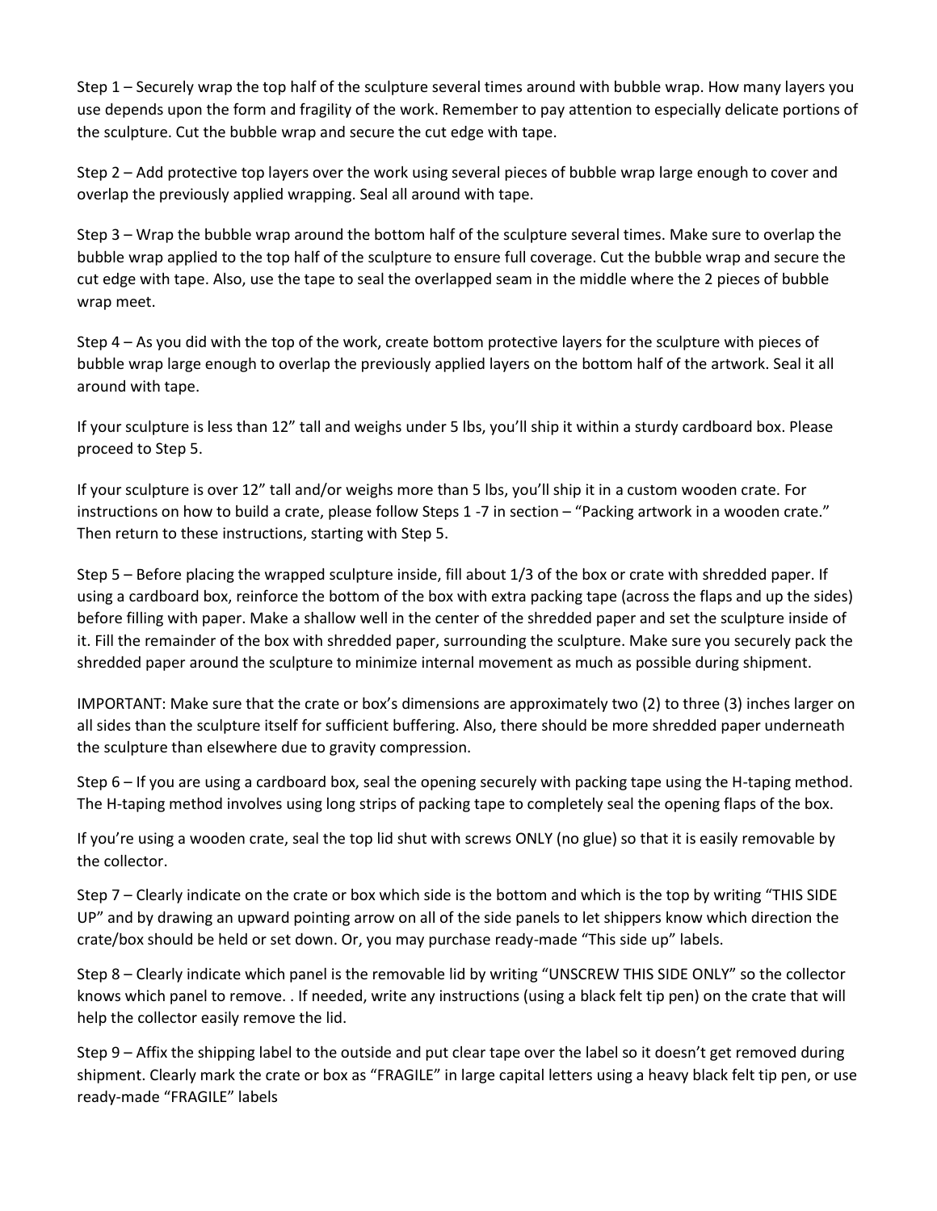Step 1 – Securely wrap the top half of the sculpture several times around with bubble wrap. How many layers you use depends upon the form and fragility of the work. Remember to pay attention to especially delicate portions of the sculpture. Cut the bubble wrap and secure the cut edge with tape.

Step 2 – Add protective top layers over the work using several pieces of bubble wrap large enough to cover and overlap the previously applied wrapping. Seal all around with tape.

Step 3 – Wrap the bubble wrap around the bottom half of the sculpture several times. Make sure to overlap the bubble wrap applied to the top half of the sculpture to ensure full coverage. Cut the bubble wrap and secure the cut edge with tape. Also, use the tape to seal the overlapped seam in the middle where the 2 pieces of bubble wrap meet.

Step 4 – As you did with the top of the work, create bottom protective layers for the sculpture with pieces of bubble wrap large enough to overlap the previously applied layers on the bottom half of the artwork. Seal it all around with tape.

If your sculpture is less than 12" tall and weighs under 5 lbs, you'll ship it within a sturdy cardboard box. Please proceed to Step 5.

If your sculpture is over 12" tall and/or weighs more than 5 lbs, you'll ship it in a custom wooden crate. For instructions on how to build a crate, please follow Steps 1 -7 in section – "Packing artwork in a wooden crate." Then return to these instructions, starting with Step 5.

Step 5 – Before placing the wrapped sculpture inside, fill about 1/3 of the box or crate with shredded paper. If using a cardboard box, reinforce the bottom of the box with extra packing tape (across the flaps and up the sides) before filling with paper. Make a shallow well in the center of the shredded paper and set the sculpture inside of it. Fill the remainder of the box with shredded paper, surrounding the sculpture. Make sure you securely pack the shredded paper around the sculpture to minimize internal movement as much as possible during shipment.

IMPORTANT: Make sure that the crate or box's dimensions are approximately two (2) to three (3) inches larger on all sides than the sculpture itself for sufficient buffering. Also, there should be more shredded paper underneath the sculpture than elsewhere due to gravity compression.

Step 6 – If you are using a cardboard box, seal the opening securely with packing tape using the H-taping method. The H-taping method involves using long strips of packing tape to completely seal the opening flaps of the box.

If you're using a wooden crate, seal the top lid shut with screws ONLY (no glue) so that it is easily removable by the collector.

Step 7 – Clearly indicate on the crate or box which side is the bottom and which is the top by writing "THIS SIDE UP" and by drawing an upward pointing arrow on all of the side panels to let shippers know which direction the crate/box should be held or set down. Or, you may purchase ready-made "This side up" labels.

Step 8 – Clearly indicate which panel is the removable lid by writing "UNSCREW THIS SIDE ONLY" so the collector knows which panel to remove. . If needed, write any instructions (using a black felt tip pen) on the crate that will help the collector easily remove the lid.

Step 9 – Affix the shipping label to the outside and put clear tape over the label so it doesn't get removed during shipment. Clearly mark the crate or box as "FRAGILE" in large capital letters using a heavy black felt tip pen, or use ready-made "FRAGILE" labels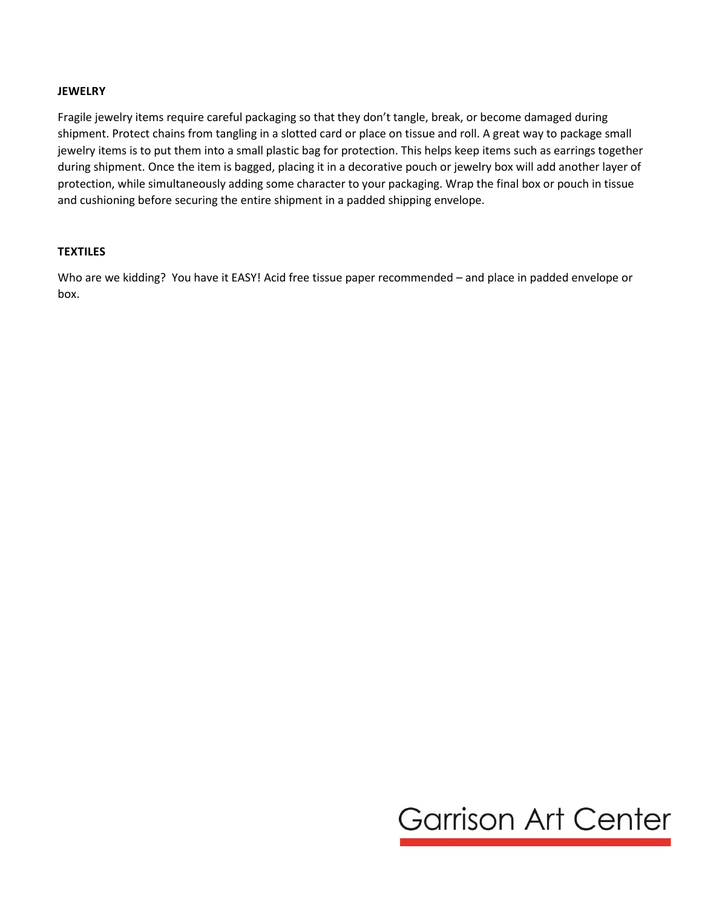**JEWELRY**

Fragile jewelry items require careful packaging so that they don't tangle, break, or become damaged during shipment. Protect chains from tangling in a slotted card or place on tissue and roll. A great way to package small jewelry items is to put them into a small plastic bag for protection. This helps keep items such as earrings together during shipment. Once the item is bagged, placing it in a decorative pouch or jewelry box will add another layer of protection, while simultaneously adding some character to your packaging. Wrap the final box or pouch in tissue and cushioning before securing the entire shipment in a padded shipping envelope.

**TEXTILES**

Who are we kidding?  You have it EASY! Acid free tissue paper recommended – and place in padded envelope or box.

Garrison Art Center